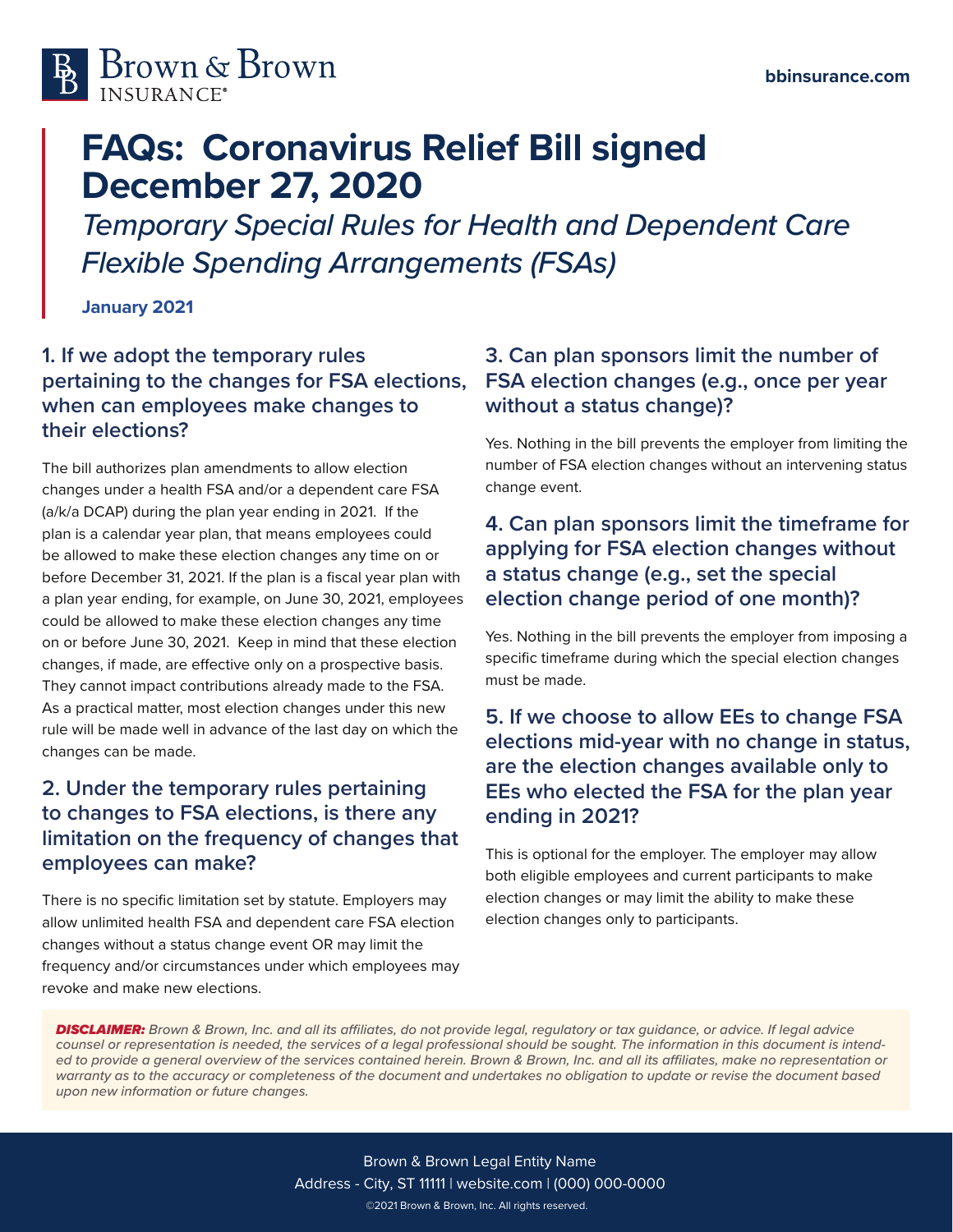# FAQs: Coronavirus Relief Bill signed December 27, 2020

*Temporary Special Rules for Health and Dependent Care Flexible Spending Arrangements (FSAs)*

**January 2021**

## 1. If we adopt the temporary rules pertaining to the changes for FSA elections, when can employees make changes to their elections?

The bill authorizes plan amendments to allow election changes under a health FSA and/or a dependent care FSA (a/k/a DCAP) during the plan year ending in 2021. If the plan is a calendar year plan, that means employees could be allowed to make these election changes any time on or before December 31, 2021. If the plan is a fiscal year plan with a plan year ending, for example, on June 30, 2021, employees could be allowed to make these election changes any time on or before June 30, 2021. Keep in mind that these election changes, if made, are effective only on a prospective basis. They cannot impact contributions already made to the FSA. As a practical matter, most election changes under this new rule will be made well in advance of the last day on which the changes can be made.

## 2. Under the temporary rules pertaining to changes to FSA elections, is there any limitation on the frequency of changes that employees can make?

There is no specific limitation set by statute. Employers may allow unlimited health FSA and dependent care FSA election changes without a status change event OR may limit the frequency and/or circumstances under which employees may revoke and make new elections.

## 3. Can plan sponsors limit the number of FSA election changes (e.g., once per year without a status change)?

Yes. Nothing in the bill prevents the employer from limiting the number of FSA election changes without an intervening status change event.

## 4. Can plan sponsors limit the timeframe for applying for FSA election changes without a status change (e.g., set the special election change period of one month)?

Yes. Nothing in the bill prevents the employer from imposing a specific timeframe during which the special election changes must be made.

## 5. If we choose to allow EEs to change FSA elections mid-year with no change in status, are the election changes available only to EEs who elected the FSA for the plan year ending in 2021?

This is optional for the employer. The employer may allow both eligible employees and current participants to make election changes or may limit the ability to make these election changes only to participants.

***DISCLAIMER:*** *Brown & Brown, Inc. and all its affiliates, do not provide legal, regulatory or tax guidance, or advice. If legal advice counsel or representation is needed, the services of a legal professional should be sought. The information in this document is intended to provide a general overview of the services contained herein. Brown & Brown, Inc. and all its affiliates, make no representation or warranty as to the accuracy or completeness of the document and undertakes no obligation to update or revise the document based upon new information or future changes.*

Brown & Brown Legal Entity Name
Address - City, ST 11111 | website.com | (000) 000-0000
©2021 Brown & Brown, Inc. All rights reserved.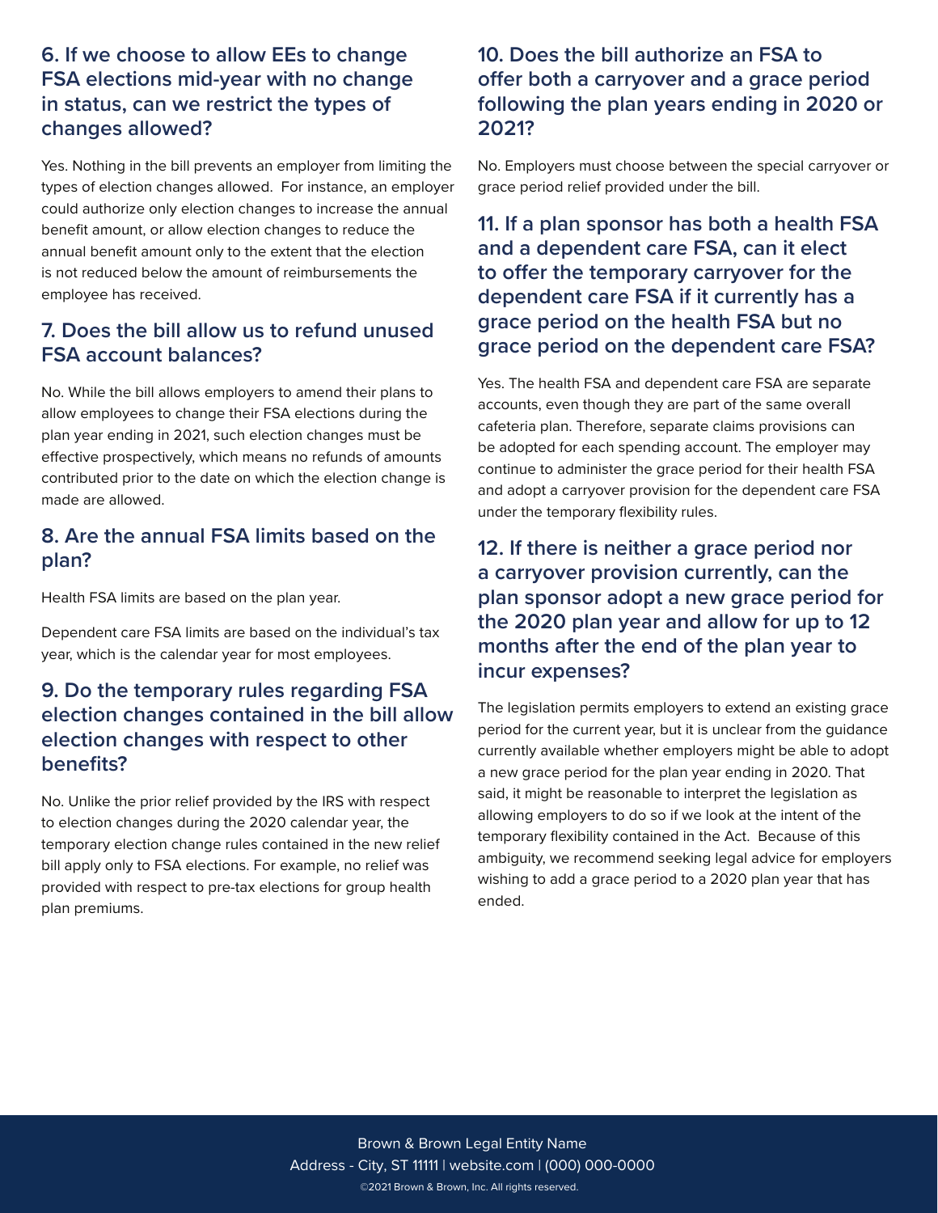## 6. If we choose to allow EEs to change FSA elections mid-year with no change in status, can we restrict the types of changes allowed?

Yes. Nothing in the bill prevents an employer from limiting the types of election changes allowed. For instance, an employer could authorize only election changes to increase the annual benefit amount, or allow election changes to reduce the annual benefit amount only to the extent that the election is not reduced below the amount of reimbursements the employee has received.

## 7. Does the bill allow us to refund unused FSA account balances?

No. While the bill allows employers to amend their plans to allow employees to change their FSA elections during the plan year ending in 2021, such election changes must be effective prospectively, which means no refunds of amounts contributed prior to the date on which the election change is made are allowed.

## 8. Are the annual FSA limits based on the plan?

Health FSA limits are based on the plan year.

Dependent care FSA limits are based on the individual's tax year, which is the calendar year for most employees.

## 9. Do the temporary rules regarding FSA election changes contained in the bill allow election changes with respect to other benefits?

No. Unlike the prior relief provided by the IRS with respect to election changes during the 2020 calendar year, the temporary election change rules contained in the new relief bill apply only to FSA elections. For example, no relief was provided with respect to pre-tax elections for group health plan premiums.

## 10. Does the bill authorize an FSA to offer both a carryover and a grace period following the plan years ending in 2020 or 2021?

No. Employers must choose between the special carryover or grace period relief provided under the bill.

## 11. If a plan sponsor has both a health FSA and a dependent care FSA, can it elect to offer the temporary carryover for the dependent care FSA if it currently has a grace period on the health FSA but no grace period on the dependent care FSA?

Yes. The health FSA and dependent care FSA are separate accounts, even though they are part of the same overall cafeteria plan. Therefore, separate claims provisions can be adopted for each spending account. The employer may continue to administer the grace period for their health FSA and adopt a carryover provision for the dependent care FSA under the temporary flexibility rules.

## 12. If there is neither a grace period nor a carryover provision currently, can the plan sponsor adopt a new grace period for the 2020 plan year and allow for up to 12 months after the end of the plan year to incur expenses?

The legislation permits employers to extend an existing grace period for the current year, but it is unclear from the guidance currently available whether employers might be able to adopt a new grace period for the plan year ending in 2020. That said, it might be reasonable to interpret the legislation as allowing employers to do so if we look at the intent of the temporary flexibility contained in the Act. Because of this ambiguity, we recommend seeking legal advice for employers wishing to add a grace period to a 2020 plan year that has ended.

Brown & Brown Legal Entity Name
Address - City, ST 11111 | website.com | (000) 000-0000
©2021 Brown & Brown, Inc. All rights reserved.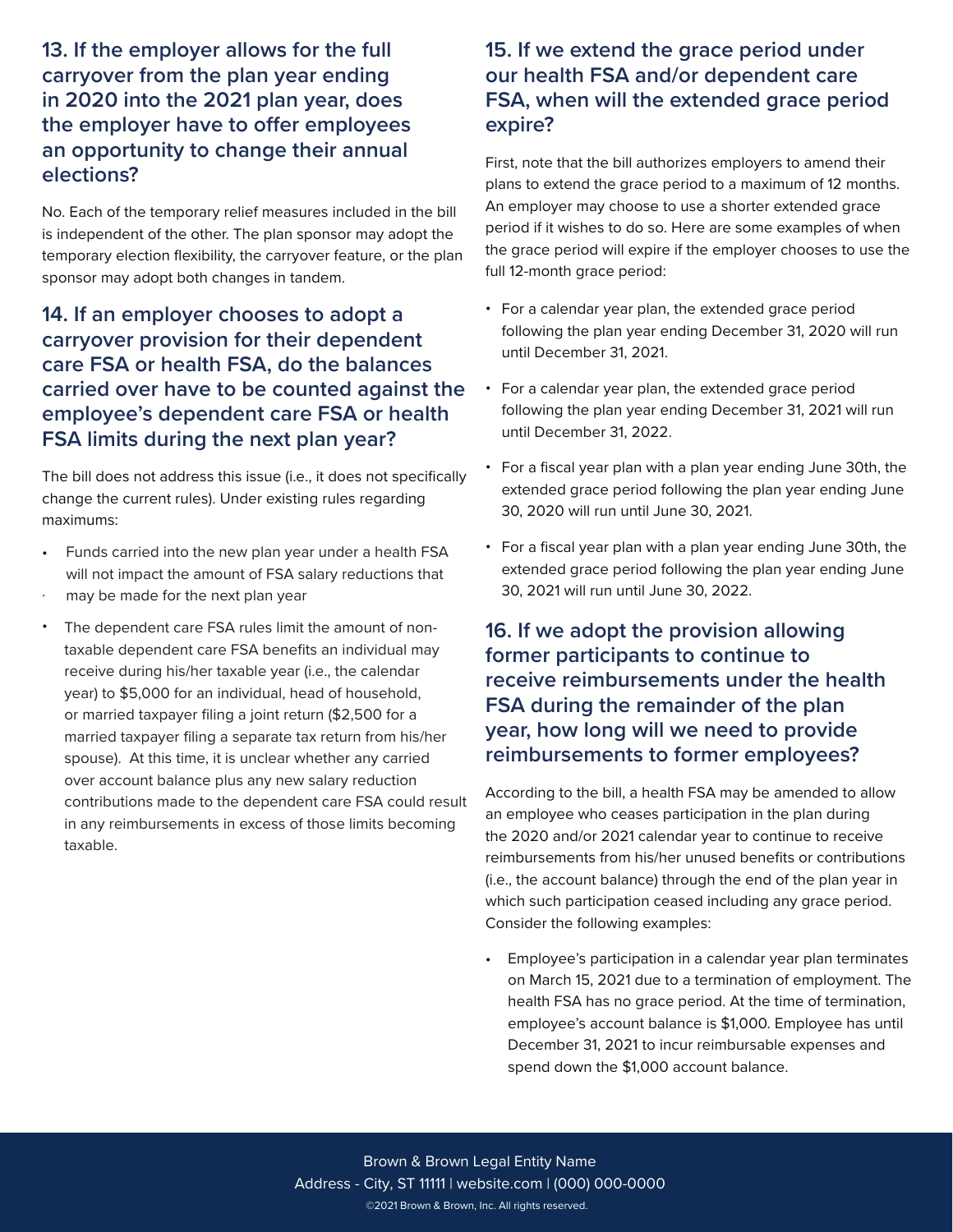### 13. If the employer allows for the full carryover from the plan year ending in 2020 into the 2021 plan year, does the employer have to offer employees an opportunity to change their annual elections?

No. Each of the temporary relief measures included in the bill is independent of the other. The plan sponsor may adopt the temporary election flexibility, the carryover feature, or the plan sponsor may adopt both changes in tandem.

### 14. If an employer chooses to adopt a carryover provision for their dependent care FSA or health FSA, do the balances carried over have to be counted against the employee's dependent care FSA or health FSA limits during the next plan year?

The bill does not address this issue (i.e., it does not specifically change the current rules). Under existing rules regarding maximums:

- Funds carried into the new plan year under a health FSA will not impact the amount of FSA salary reductions that may be made for the next plan year
- The dependent care FSA rules limit the amount of non-taxable dependent care FSA benefits an individual may receive during his/her taxable year (i.e., the calendar year) to $5,000 for an individual, head of household, or married taxpayer filing a joint return ($2,500 for a married taxpayer filing a separate tax return from his/her spouse). At this time, it is unclear whether any carried over account balance plus any new salary reduction contributions made to the dependent care FSA could result in any reimbursements in excess of those limits becoming taxable.

### 15. If we extend the grace period under our health FSA and/or dependent care FSA, when will the extended grace period expire?

First, note that the bill authorizes employers to amend their plans to extend the grace period to a maximum of 12 months. An employer may choose to use a shorter extended grace period if it wishes to do so. Here are some examples of when the grace period will expire if the employer chooses to use the full 12-month grace period:

- For a calendar year plan, the extended grace period following the plan year ending December 31, 2020 will run until December 31, 2021.
- For a calendar year plan, the extended grace period following the plan year ending December 31, 2021 will run until December 31, 2022.
- For a fiscal year plan with a plan year ending June 30th, the extended grace period following the plan year ending June 30, 2020 will run until June 30, 2021.
- For a fiscal year plan with a plan year ending June 30th, the extended grace period following the plan year ending June 30, 2021 will run until June 30, 2022.

### 16. If we adopt the provision allowing former participants to continue to receive reimbursements under the health FSA during the remainder of the plan year, how long will we need to provide reimbursements to former employees?

According to the bill, a health FSA may be amended to allow an employee who ceases participation in the plan during the 2020 and/or 2021 calendar year to continue to receive reimbursements from his/her unused benefits or contributions (i.e., the account balance) through the end of the plan year in which such participation ceased including any grace period. Consider the following examples:

- Employee's participation in a calendar year plan terminates on March 15, 2021 due to a termination of employment. The health FSA has no grace period. At the time of termination, employee's account balance is $1,000. Employee has until December 31, 2021 to incur reimbursable expenses and spend down the $1,000 account balance.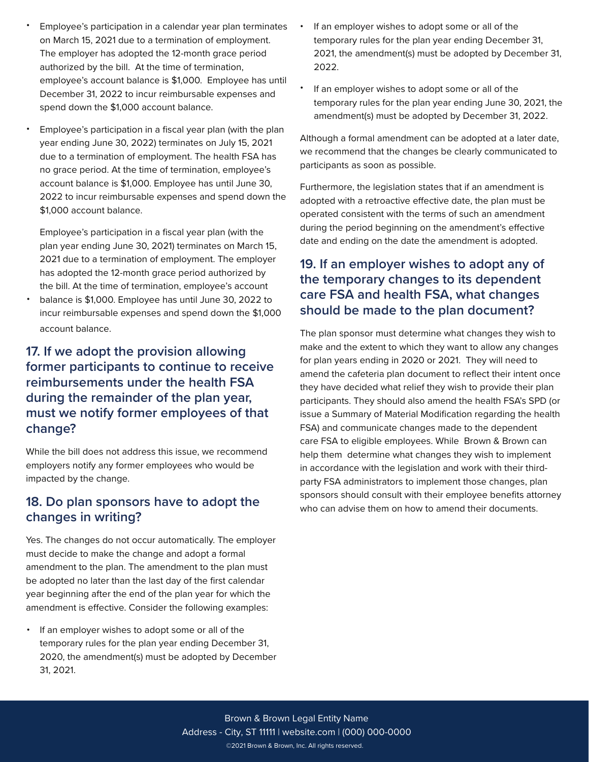- Employee's participation in a calendar year plan terminates on March 15, 2021 due to a termination of employment. The employer has adopted the 12-month grace period authorized by the bill. At the time of termination, employee's account balance is $1,000. Employee has until December 31, 2022 to incur reimbursable expenses and spend down the $1,000 account balance.

- Employee's participation in a fiscal year plan (with the plan year ending June 30, 2022) terminates on July 15, 2021 due to a termination of employment. The health FSA has no grace period. At the time of termination, employee's account balance is $1,000. Employee has until June 30, 2022 to incur reimbursable expenses and spend down the $1,000 account balance.

- Employee's participation in a fiscal year plan (with the plan year ending June 30, 2021) terminates on March 15, 2021 due to a termination of employment. The employer has adopted the 12-month grace period authorized by the bill. At the time of termination, employee's account balance is $1,000. Employee has until June 30, 2022 to incur reimbursable expenses and spend down the $1,000 account balance.

## 17. If we adopt the provision allowing former participants to continue to receive reimbursements under the health FSA during the remainder of the plan year, must we notify former employees of that change?

While the bill does not address this issue, we recommend employers notify any former employees who would be impacted by the change.

## 18. Do plan sponsors have to adopt the changes in writing?

Yes. The changes do not occur automatically. The employer must decide to make the change and adopt a formal amendment to the plan. The amendment to the plan must be adopted no later than the last day of the first calendar year beginning after the end of the plan year for which the amendment is effective. Consider the following examples:

- If an employer wishes to adopt some or all of the temporary rules for the plan year ending December 31, 2020, the amendment(s) must be adopted by December 31, 2021.
- If an employer wishes to adopt some or all of the temporary rules for the plan year ending December 31, 2021, the amendment(s) must be adopted by December 31, 2022.
- If an employer wishes to adopt some or all of the temporary rules for the plan year ending June 30, 2021, the amendment(s) must be adopted by December 31, 2022.

Although a formal amendment can be adopted at a later date, we recommend that the changes be clearly communicated to participants as soon as possible.

Furthermore, the legislation states that if an amendment is adopted with a retroactive effective date, the plan must be operated consistent with the terms of such an amendment during the period beginning on the amendment's effective date and ending on the date the amendment is adopted.

## 19. If an employer wishes to adopt any of the temporary changes to its dependent care FSA and health FSA, what changes should be made to the plan document?

The plan sponsor must determine what changes they wish to make and the extent to which they want to allow any changes for plan years ending in 2020 or 2021. They will need to amend the cafeteria plan document to reflect their intent once they have decided what relief they wish to provide their plan participants. They should also amend the health FSA's SPD (or issue a Summary of Material Modification regarding the health FSA) and communicate changes made to the dependent care FSA to eligible employees. While Brown & Brown can help them determine what changes they wish to implement in accordance with the legislation and work with their third-party FSA administrators to implement those changes, plan sponsors should consult with their employee benefits attorney who can advise them on how to amend their documents.

Brown & Brown Legal Entity Name
Address - City, ST 11111 | website.com | (000) 000-0000
©2021 Brown & Brown, Inc. All rights reserved.